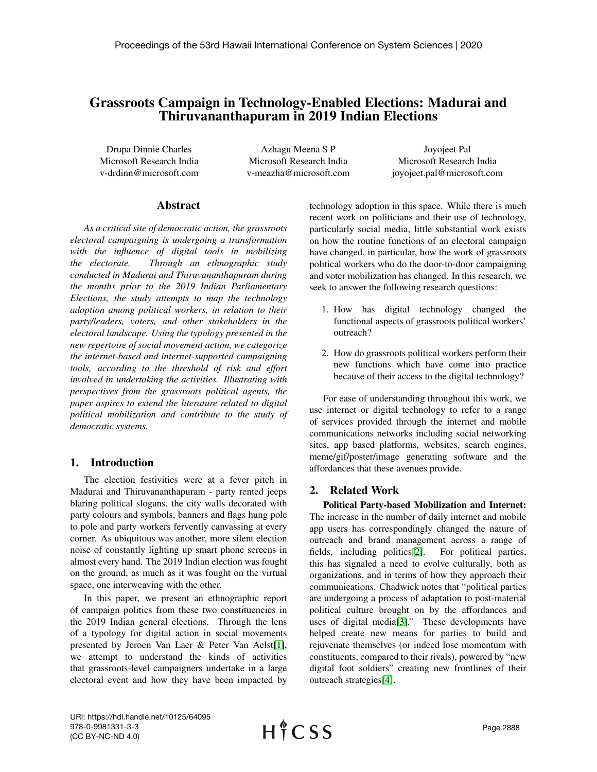# Grassroots Campaign in Technology-Enabled Elections: Madurai and Thiruvananthapuram in 2019 Indian Elections

Drupa Dinnie Charles
Microsoft Research India
v-drdinn@microsoft.com

Azhagu Meena S P
Microsoft Research India
v-meazha@microsoft.com

Joyojeet Pal
Microsoft Research India
joyojeet.pal@microsoft.com

## Abstract

*As a critical site of democratic action, the grassroots electoral campaigning is undergoing a transformation with the influence of digital tools in mobilizing the electorate. Through an ethnographic study conducted in Madurai and Thiruvananthapuram during the months prior to the 2019 Indian Parliamentary Elections, the study attempts to map the technology adoption among political workers, in relation to their party/leaders, voters, and other stakeholders in the electoral landscape. Using the typology presented in the new repertoire of social movement action, we categorize the internet-based and internet-supported campaigning tools, according to the threshold of risk and effort involved in undertaking the activities. Illustrating with perspectives from the grassroots political agents, the paper aspires to extend the literature related to digital political mobilization and contribute to the study of democratic systems.*

## 1. Introduction

The election festivities were at a fever pitch in Madurai and Thiruvananthapuram - party rented jeeps blaring political slogans, the city walls decorated with party colours and symbols, banners and flags hung pole to pole and party workers fervently canvassing at every corner. As ubiquitous was another, more silent election noise of constantly lighting up smart phone screens in almost every hand. The 2019 Indian election was fought on the ground, as much as it was fought on the virtual space, one interweaving with the other.

In this paper, we present an ethnographic report of campaign politics from these two constituencies in the 2019 Indian general elections. Through the lens of a typology for digital action in social movements presented by Jeroen Van Laer & Peter Van Aelst[1], we attempt to understand the kinds of activities that grassroots-level campaigners undertake in a large electoral event and how they have been impacted by technology adoption in this space. While there is much recent work on politicians and their use of technology, particularly social media, little substantial work exists on how the routine functions of an electoral campaign have changed, in particular, how the work of grassroots political workers who do the door-to-door campaigning and voter mobilization has changed. In this research, we seek to answer the following research questions:

1. How has digital technology changed the functional aspects of grassroots political workers' outreach?
2. How do grassroots political workers perform their new functions which have come into practice because of their access to the digital technology?

For ease of understanding throughout this work, we use internet or digital technology to refer to a range of services provided through the internet and mobile communications networks including social networking sites, app based platforms, websites, search engines, meme/gif/poster/image generating software and the affordances that these avenues provide.

## 2. Related Work

**Political Party-based Mobilization and Internet:** The increase in the number of daily internet and mobile app users has correspondingly changed the nature of outreach and brand management across a range of fields, including politics[2]. For political parties, this has signaled a need to evolve culturally, both as organizations, and in terms of how they approach their communications. Chadwick notes that "political parties are undergoing a process of adaptation to post-material political culture brought on by the affordances and uses of digital media[3]." These developments have helped create new means for parties to build and rejuvenate themselves (or indeed lose momentum with constituents, compared to their rivals), powered by "new digital foot soldiers" creating new frontlines of their outreach strategies[4].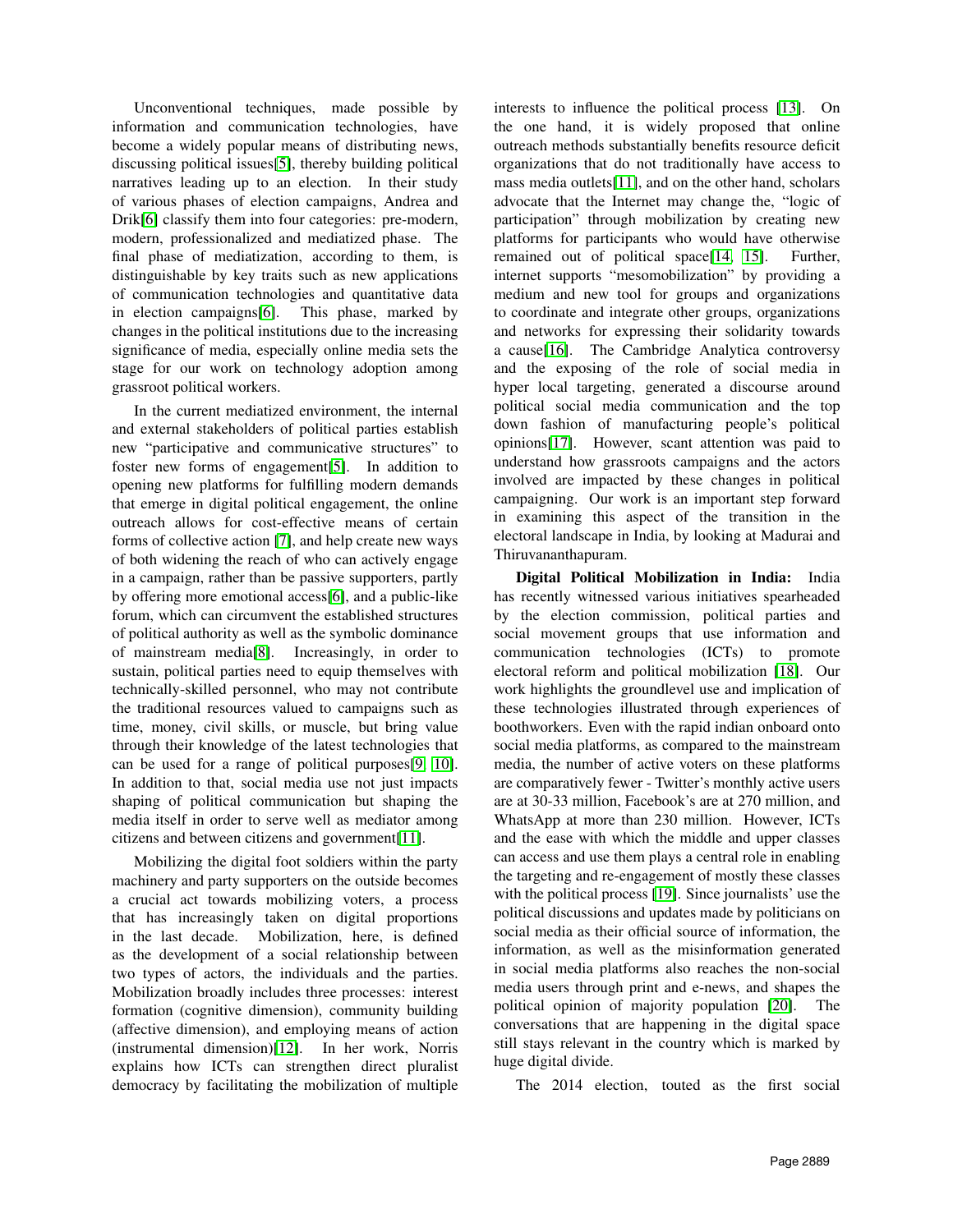Unconventional techniques, made possible by information and communication technologies, have become a widely popular means of distributing news, discussing political issues[5], thereby building political narratives leading up to an election. In their study of various phases of election campaigns, Andrea and Drik[6] classify them into four categories: pre-modern, modern, professionalized and mediatized phase. The final phase of mediatization, according to them, is distinguishable by key traits such as new applications of communication technologies and quantitative data in election campaigns[6]. This phase, marked by changes in the political institutions due to the increasing significance of media, especially online media sets the stage for our work on technology adoption among grassroot political workers.

In the current mediatized environment, the internal and external stakeholders of political parties establish new "participative and communicative structures" to foster new forms of engagement[5]. In addition to opening new platforms for fulfilling modern demands that emerge in digital political engagement, the online outreach allows for cost-effective means of certain forms of collective action [7], and help create new ways of both widening the reach of who can actively engage in a campaign, rather than be passive supporters, partly by offering more emotional access[6], and a public-like forum, which can circumvent the established structures of political authority as well as the symbolic dominance of mainstream media[8]. Increasingly, in order to sustain, political parties need to equip themselves with technically-skilled personnel, who may not contribute the traditional resources valued to campaigns such as time, money, civil skills, or muscle, but bring value through their knowledge of the latest technologies that can be used for a range of political purposes[9, 10]. In addition to that, social media use not just impacts shaping of political communication but shaping the media itself in order to serve well as mediator among citizens and between citizens and government[11].

Mobilizing the digital foot soldiers within the party machinery and party supporters on the outside becomes a crucial act towards mobilizing voters, a process that has increasingly taken on digital proportions in the last decade. Mobilization, here, is defined as the development of a social relationship between two types of actors, the individuals and the parties. Mobilization broadly includes three processes: interest formation (cognitive dimension), community building (affective dimension), and employing means of action (instrumental dimension)[12]. In her work, Norris explains how ICTs can strengthen direct pluralist democracy by facilitating the mobilization of multiple interests to influence the political process [13]. On the one hand, it is widely proposed that online outreach methods substantially benefits resource deficit organizations that do not traditionally have access to mass media outlets[11], and on the other hand, scholars advocate that the Internet may change the, "logic of participation" through mobilization by creating new platforms for participants who would have otherwise remained out of political space[14, 15]. Further, internet supports "mesomobilization" by providing a medium and new tool for groups and organizations to coordinate and integrate other groups, organizations and networks for expressing their solidarity towards a cause[16]. The Cambridge Analytica controversy and the exposing of the role of social media in hyper local targeting, generated a discourse around political social media communication and the top down fashion of manufacturing people's political opinions[17]. However, scant attention was paid to understand how grassroots campaigns and the actors involved are impacted by these changes in political campaigning. Our work is an important step forward in examining this aspect of the transition in the electoral landscape in India, by looking at Madurai and Thiruvananthapuram.

**Digital Political Mobilization in India:** India has recently witnessed various initiatives spearheaded by the election commission, political parties and social movement groups that use information and communication technologies (ICTs) to promote electoral reform and political mobilization [18]. Our work highlights the groundlevel use and implication of these technologies illustrated through experiences of boothworkers. Even with the rapid indian onboard onto social media platforms, as compared to the mainstream media, the number of active voters on these platforms are comparatively fewer - Twitter's monthly active users are at 30-33 million, Facebook's are at 270 million, and WhatsApp at more than 230 million. However, ICTs and the ease with which the middle and upper classes can access and use them plays a central role in enabling the targeting and re-engagement of mostly these classes with the political process [19]. Since journalists' use the political discussions and updates made by politicians on social media as their official source of information, the information, as well as the misinformation generated in social media platforms also reaches the non-social media users through print and e-news, and shapes the political opinion of majority population [20]. The conversations that are happening in the digital space still stays relevant in the country which is marked by huge digital divide.

The 2014 election, touted as the first social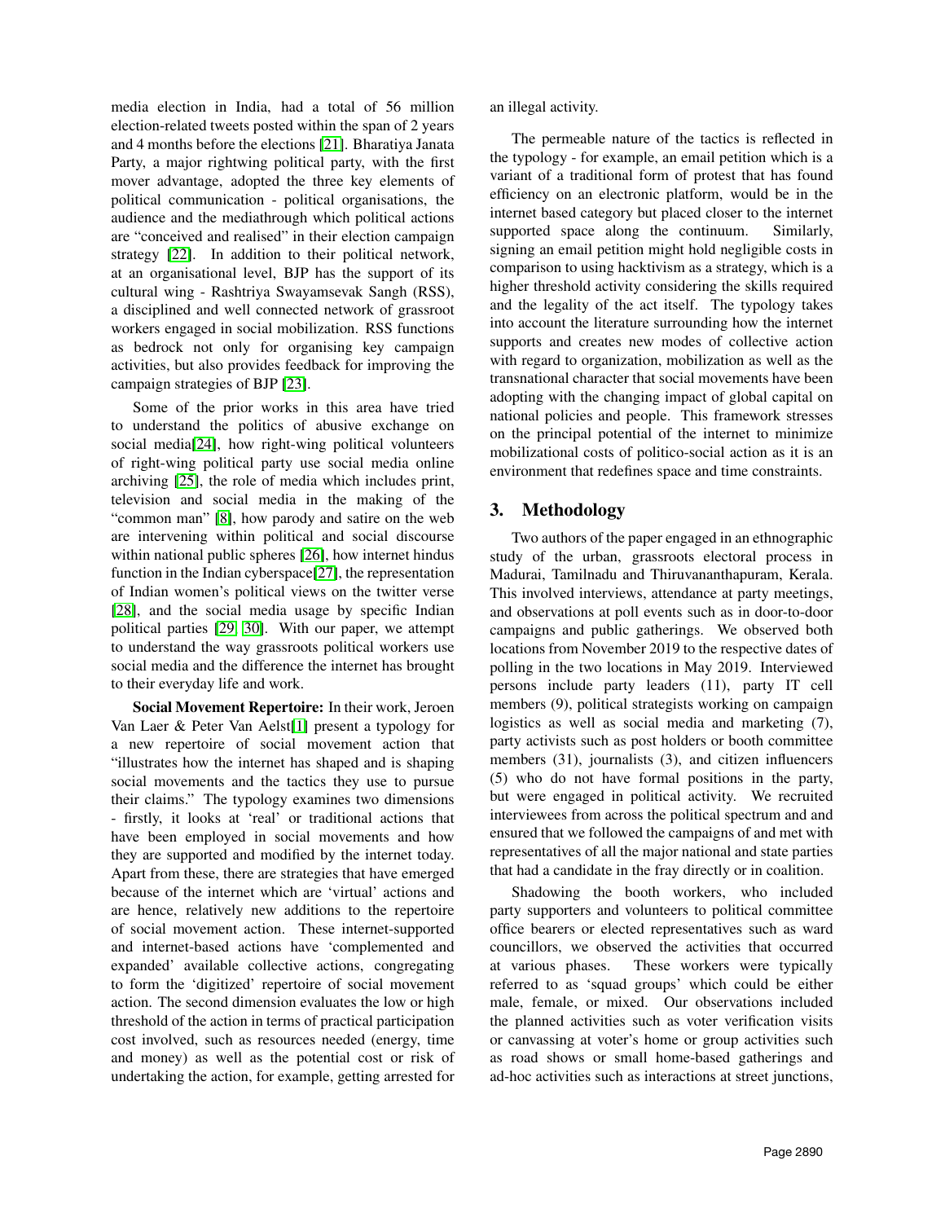media election in India, had a total of 56 million election-related tweets posted within the span of 2 years and 4 months before the elections [21]. Bharatiya Janata Party, a major rightwing political party, with the first mover advantage, adopted the three key elements of political communication - political organisations, the audience and the mediathrough which political actions are "conceived and realised" in their election campaign strategy [22]. In addition to their political network, at an organisational level, BJP has the support of its cultural wing - Rashtriya Swayamsevak Sangh (RSS), a disciplined and well connected network of grassroot workers engaged in social mobilization. RSS functions as bedrock not only for organising key campaign activities, but also provides feedback for improving the campaign strategies of BJP [23].

Some of the prior works in this area have tried to understand the politics of abusive exchange on social media[24], how right-wing political volunteers of right-wing political party use social media online archiving [25], the role of media which includes print, television and social media in the making of the "common man" [8], how parody and satire on the web are intervening within political and social discourse within national public spheres [26], how internet hindus function in the Indian cyberspace[27], the representation of Indian women's political views on the twitter verse [28], and the social media usage by specific Indian political parties [29, 30]. With our paper, we attempt to understand the way grassroots political workers use social media and the difference the internet has brought to their everyday life and work.

**Social Movement Repertoire:** In their work, Jeroen Van Laer & Peter Van Aelst[1] present a typology for a new repertoire of social movement action that "illustrates how the internet has shaped and is shaping social movements and the tactics they use to pursue their claims." The typology examines two dimensions - firstly, it looks at 'real' or traditional actions that have been employed in social movements and how they are supported and modified by the internet today. Apart from these, there are strategies that have emerged because of the internet which are 'virtual' actions and are hence, relatively new additions to the repertoire of social movement action. These internet-supported and internet-based actions have 'complemented and expanded' available collective actions, congregating to form the 'digitized' repertoire of social movement action. The second dimension evaluates the low or high threshold of the action in terms of practical participation cost involved, such as resources needed (energy, time and money) as well as the potential cost or risk of undertaking the action, for example, getting arrested for an illegal activity.

The permeable nature of the tactics is reflected in the typology - for example, an email petition which is a variant of a traditional form of protest that has found efficiency on an electronic platform, would be in the internet based category but placed closer to the internet supported space along the continuum. Similarly, signing an email petition might hold negligible costs in comparison to using hacktivism as a strategy, which is a higher threshold activity considering the skills required and the legality of the act itself. The typology takes into account the literature surrounding how the internet supports and creates new modes of collective action with regard to organization, mobilization as well as the transnational character that social movements have been adopting with the changing impact of global capital on national policies and people. This framework stresses on the principal potential of the internet to minimize mobilizational costs of politico-social action as it is an environment that redefines space and time constraints.

## 3. Methodology

Two authors of the paper engaged in an ethnographic study of the urban, grassroots electoral process in Madurai, Tamilnadu and Thiruvananthapuram, Kerala. This involved interviews, attendance at party meetings, and observations at poll events such as in door-to-door campaigns and public gatherings. We observed both locations from November 2019 to the respective dates of polling in the two locations in May 2019. Interviewed persons include party leaders (11), party IT cell members (9), political strategists working on campaign logistics as well as social media and marketing (7), party activists such as post holders or booth committee members (31), journalists (3), and citizen influencers (5) who do not have formal positions in the party, but were engaged in political activity. We recruited interviewees from across the political spectrum and and ensured that we followed the campaigns of and met with representatives of all the major national and state parties that had a candidate in the fray directly or in coalition.

Shadowing the booth workers, who included party supporters and volunteers to political committee office bearers or elected representatives such as ward councillors, we observed the activities that occurred at various phases. These workers were typically referred to as 'squad groups' which could be either male, female, or mixed. Our observations included the planned activities such as voter verification visits or canvassing at voter's home or group activities such as road shows or small home-based gatherings and ad-hoc activities such as interactions at street junctions,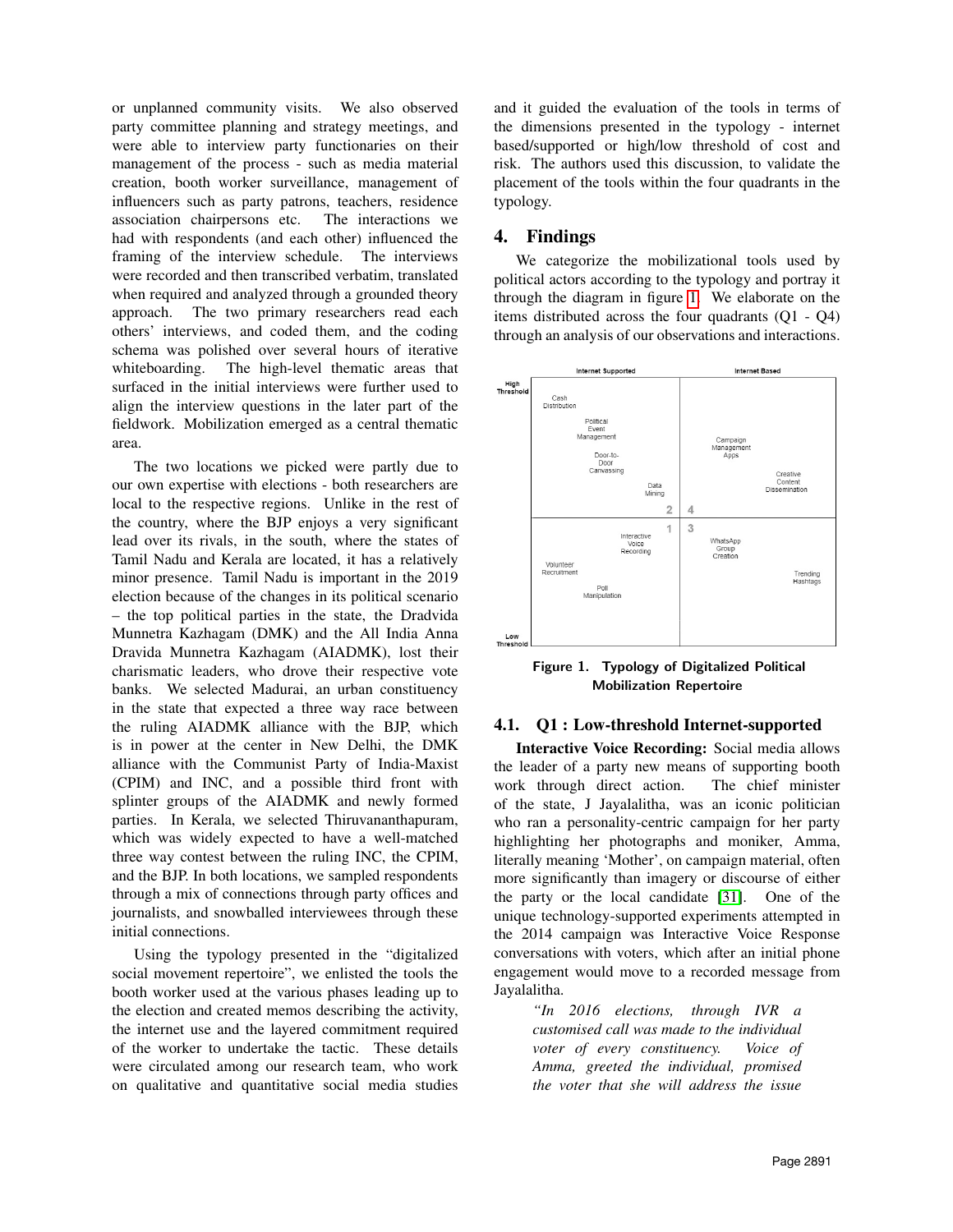or unplanned community visits. We also observed party committee planning and strategy meetings, and were able to interview party functionaries on their management of the process - such as media material creation, booth worker surveillance, management of influencers such as party patrons, teachers, residence association chairpersons etc. The interactions we had with respondents (and each other) influenced the framing of the interview schedule. The interviews were recorded and then transcribed verbatim, translated when required and analyzed through a grounded theory approach. The two primary researchers read each others' interviews, and coded them, and the coding schema was polished over several hours of iterative whiteboarding. The high-level thematic areas that surfaced in the initial interviews were further used to align the interview questions in the later part of the fieldwork. Mobilization emerged as a central thematic area.

The two locations we picked were partly due to our own expertise with elections - both researchers are local to the respective regions. Unlike in the rest of the country, where the BJP enjoys a very significant lead over its rivals, in the south, where the states of Tamil Nadu and Kerala are located, it has a relatively minor presence. Tamil Nadu is important in the 2019 election because of the changes in its political scenario – the top political parties in the state, the Dradvida Munnetra Kazhagam (DMK) and the All India Anna Dravida Munnetra Kazhagam (AIADMK), lost their charismatic leaders, who drove their respective vote banks. We selected Madurai, an urban constituency in the state that expected a three way race between the ruling AIADMK alliance with the BJP, which is in power at the center in New Delhi, the DMK alliance with the Communist Party of India-Maxist (CPIM) and INC, and a possible third front with splinter groups of the AIADMK and newly formed parties. In Kerala, we selected Thiruvananthapuram, which was widely expected to have a well-matched three way contest between the ruling INC, the CPIM, and the BJP. In both locations, we sampled respondents through a mix of connections through party offices and journalists, and snowballed interviewees through these initial connections.

Using the typology presented in the "digitalized social movement repertoire", we enlisted the tools the booth worker used at the various phases leading up to the election and created memos describing the activity, the internet use and the layered commitment required of the worker to undertake the tactic. These details were circulated among our research team, who work on qualitative and quantitative social media studies and it guided the evaluation of the tools in terms of the dimensions presented in the typology - internet based/supported or high/low threshold of cost and risk. The authors used this discussion, to validate the placement of the tools within the four quadrants in the typology.

## 4. Findings

We categorize the mobilizational tools used by political actors according to the typology and portray it through the diagram in figure 1. We elaborate on the items distributed across the four quadrants (Q1 - Q4) through an analysis of our observations and interactions.

| | Internet Supported | Internet Based |
|---|---|---|
| High Threshold | 2: Cash Distribution; Political Event Management; Door-to-Door Canvassing; Data Mining | 4: Campaign Management Apps; Creative Content Dissemination |
| Low Threshold | 1: Interactive Voice Recording; Volunteer Recruitment; Poll Manipulation | 3: WhatsApp Group Creation; Trending Hashtags |

**Figure 1. Typology of Digitalized Political Mobilization Repertoire**

### 4.1. Q1 : Low-threshold Internet-supported

**Interactive Voice Recording:** Social media allows the leader of a party new means of supporting booth work through direct action. The chief minister of the state, J Jayalalitha, was an iconic politician who ran a personality-centric campaign for her party highlighting her photographs and moniker, Amma, literally meaning 'Mother', on campaign material, often more significantly than imagery or discourse of either the party or the local candidate [31]. One of the unique technology-supported experiments attempted in the 2014 campaign was Interactive Voice Response conversations with voters, which after an initial phone engagement would move to a recorded message from Jayalalitha.

> *"In 2016 elections, through IVR a customised call was made to the individual voter of every constituency. Voice of Amma, greeted the individual, promised the voter that she will address the issue*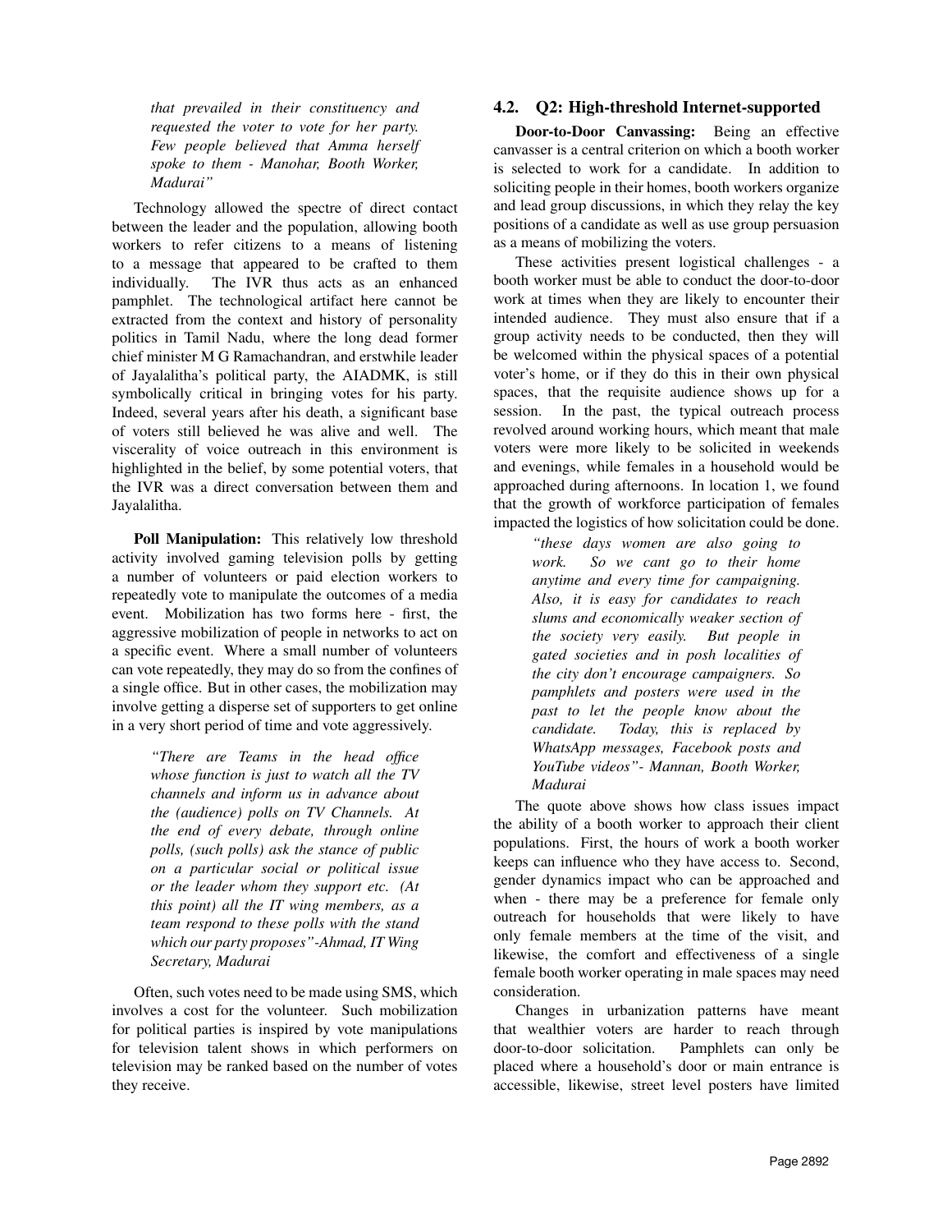*that prevailed in their constituency and requested the voter to vote for her party. Few people believed that Amma herself spoke to them - Manohar, Booth Worker, Madurai"*

Technology allowed the spectre of direct contact between the leader and the population, allowing booth workers to refer citizens to a means of listening to a message that appeared to be crafted to them individually. The IVR thus acts as an enhanced pamphlet. The technological artifact here cannot be extracted from the context and history of personality politics in Tamil Nadu, where the long dead former chief minister M G Ramachandran, and erstwhile leader of Jayalalitha's political party, the AIADMK, is still symbolically critical in bringing votes for his party. Indeed, several years after his death, a significant base of voters still believed he was alive and well. The viscerality of voice outreach in this environment is highlighted in the belief, by some potential voters, that the IVR was a direct conversation between them and Jayalalitha.

**Poll Manipulation:** This relatively low threshold activity involved gaming television polls by getting a number of volunteers or paid election workers to repeatedly vote to manipulate the outcomes of a media event. Mobilization has two forms here - first, the aggressive mobilization of people in networks to act on a specific event. Where a small number of volunteers can vote repeatedly, they may do so from the confines of a single office. But in other cases, the mobilization may involve getting a disperse set of supporters to get online in a very short period of time and vote aggressively.

> *"There are Teams in the head office whose function is just to watch all the TV channels and inform us in advance about the (audience) polls on TV Channels. At the end of every debate, through online polls, (such polls) ask the stance of public on a particular social or political issue or the leader whom they support etc. (At this point) all the IT wing members, as a team respond to these polls with the stand which our party proposes"-Ahmad, IT Wing Secretary, Madurai*

Often, such votes need to be made using SMS, which involves a cost for the volunteer. Such mobilization for political parties is inspired by vote manipulations for television talent shows in which performers on television may be ranked based on the number of votes they receive.

### 4.2. Q2: High-threshold Internet-supported

**Door-to-Door Canvassing:** Being an effective canvasser is a central criterion on which a booth worker is selected to work for a candidate. In addition to soliciting people in their homes, booth workers organize and lead group discussions, in which they relay the key positions of a candidate as well as use group persuasion as a means of mobilizing the voters.

These activities present logistical challenges - a booth worker must be able to conduct the door-to-door work at times when they are likely to encounter their intended audience. They must also ensure that if a group activity needs to be conducted, then they will be welcomed within the physical spaces of a potential voter's home, or if they do this in their own physical spaces, that the requisite audience shows up for a session. In the past, the typical outreach process revolved around working hours, which meant that male voters were more likely to be solicited in weekends and evenings, while females in a household would be approached during afternoons. In location 1, we found that the growth of workforce participation of females impacted the logistics of how solicitation could be done.

> *"these days women are also going to work. So we cant go to their home anytime and every time for campaigning. Also, it is easy for candidates to reach slums and economically weaker section of the society very easily. But people in gated societies and in posh localities of the city don't encourage campaigners. So pamphlets and posters were used in the past to let the people know about the candidate. Today, this is replaced by WhatsApp messages, Facebook posts and YouTube videos"- Mannan, Booth Worker, Madurai*

The quote above shows how class issues impact the ability of a booth worker to approach their client populations. First, the hours of work a booth worker keeps can influence who they have access to. Second, gender dynamics impact who can be approached and when - there may be a preference for female only outreach for households that were likely to have only female members at the time of the visit, and likewise, the comfort and effectiveness of a single female booth worker operating in male spaces may need consideration.

Changes in urbanization patterns have meant that wealthier voters are harder to reach through door-to-door solicitation. Pamphlets can only be placed where a household's door or main entrance is accessible, likewise, street level posters have limited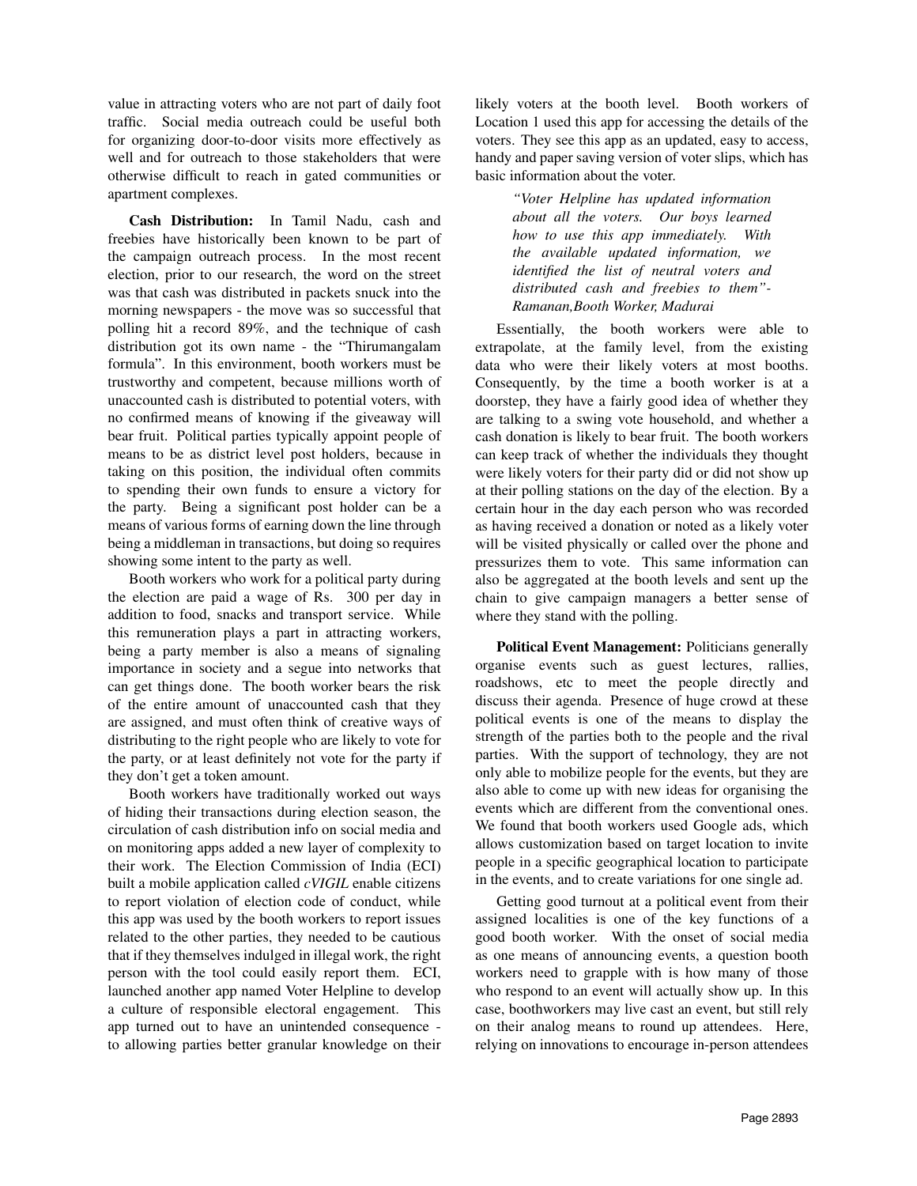value in attracting voters who are not part of daily foot traffic. Social media outreach could be useful both for organizing door-to-door visits more effectively as well and for outreach to those stakeholders that were otherwise difficult to reach in gated communities or apartment complexes.

**Cash Distribution:** In Tamil Nadu, cash and freebies have historically been known to be part of the campaign outreach process. In the most recent election, prior to our research, the word on the street was that cash was distributed in packets snuck into the morning newspapers - the move was so successful that polling hit a record 89%, and the technique of cash distribution got its own name - the "Thirumangalam formula". In this environment, booth workers must be trustworthy and competent, because millions worth of unaccounted cash is distributed to potential voters, with no confirmed means of knowing if the giveaway will bear fruit. Political parties typically appoint people of means to be as district level post holders, because in taking on this position, the individual often commits to spending their own funds to ensure a victory for the party. Being a significant post holder can be a means of various forms of earning down the line through being a middleman in transactions, but doing so requires showing some intent to the party as well.

Booth workers who work for a political party during the election are paid a wage of Rs. 300 per day in addition to food, snacks and transport service. While this remuneration plays a part in attracting workers, being a party member is also a means of signaling importance in society and a segue into networks that can get things done. The booth worker bears the risk of the entire amount of unaccounted cash that they are assigned, and must often think of creative ways of distributing to the right people who are likely to vote for the party, or at least definitely not vote for the party if they don't get a token amount.

Booth workers have traditionally worked out ways of hiding their transactions during election season, the circulation of cash distribution info on social media and on monitoring apps added a new layer of complexity to their work. The Election Commission of India (ECI) built a mobile application called *cVIGIL* enable citizens to report violation of election code of conduct, while this app was used by the booth workers to report issues related to the other parties, they needed to be cautious that if they themselves indulged in illegal work, the right person with the tool could easily report them. ECI, launched another app named Voter Helpline to develop a culture of responsible electoral engagement. This app turned out to have an unintended consequence - to allowing parties better granular knowledge on their likely voters at the booth level. Booth workers of Location 1 used this app for accessing the details of the voters. They see this app as an updated, easy to access, handy and paper saving version of voter slips, which has basic information about the voter.

> *"Voter Helpline has updated information about all the voters. Our boys learned how to use this app immediately. With the available updated information, we identified the list of neutral voters and distributed cash and freebies to them"- Ramanan,Booth Worker, Madurai*

Essentially, the booth workers were able to extrapolate, at the family level, from the existing data who were their likely voters at most booths. Consequently, by the time a booth worker is at a doorstep, they have a fairly good idea of whether they are talking to a swing vote household, and whether a cash donation is likely to bear fruit. The booth workers can keep track of whether the individuals they thought were likely voters for their party did or did not show up at their polling stations on the day of the election. By a certain hour in the day each person who was recorded as having received a donation or noted as a likely voter will be visited physically or called over the phone and pressurizes them to vote. This same information can also be aggregated at the booth levels and sent up the chain to give campaign managers a better sense of where they stand with the polling.

**Political Event Management:** Politicians generally organise events such as guest lectures, rallies, roadshows, etc to meet the people directly and discuss their agenda. Presence of huge crowd at these political events is one of the means to display the strength of the parties both to the people and the rival parties. With the support of technology, they are not only able to mobilize people for the events, but they are also able to come up with new ideas for organising the events which are different from the conventional ones. We found that booth workers used Google ads, which allows customization based on target location to invite people in a specific geographical location to participate in the events, and to create variations for one single ad.

Getting good turnout at a political event from their assigned localities is one of the key functions of a good booth worker. With the onset of social media as one means of announcing events, a question booth workers need to grapple with is how many of those who respond to an event will actually show up. In this case, boothworkers may live cast an event, but still rely on their analog means to round up attendees. Here, relying on innovations to encourage in-person attendees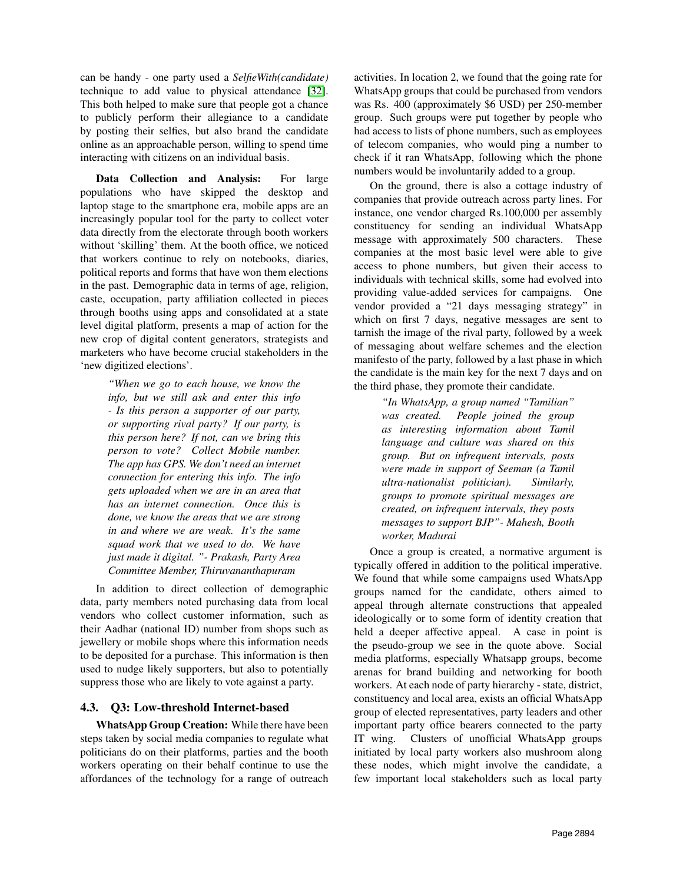can be handy - one party used a *SelfieWith(candidate)* technique to add value to physical attendance [32]. This both helped to make sure that people got a chance to publicly perform their allegiance to a candidate by posting their selfies, but also brand the candidate online as an approachable person, willing to spend time interacting with citizens on an individual basis.

**Data Collection and Analysis:** For large populations who have skipped the desktop and laptop stage to the smartphone era, mobile apps are an increasingly popular tool for the party to collect voter data directly from the electorate through booth workers without 'skilling' them. At the booth office, we noticed that workers continue to rely on notebooks, diaries, political reports and forms that have won them elections in the past. Demographic data in terms of age, religion, caste, occupation, party affiliation collected in pieces through booths using apps and consolidated at a state level digital platform, presents a map of action for the new crop of digital content generators, strategists and marketers who have become crucial stakeholders in the 'new digitized elections'.

> *"When we go to each house, we know the info, but we still ask and enter this info - Is this person a supporter of our party, or supporting rival party? If our party, is this person here? If not, can we bring this person to vote? Collect Mobile number. The app has GPS. We don't need an internet connection for entering this info. The info gets uploaded when we are in an area that has an internet connection. Once this is done, we know the areas that we are strong in and where we are weak. It's the same squad work that we used to do. We have just made it digital. "- Prakash, Party Area Committee Member, Thiruvananthapuram*

In addition to direct collection of demographic data, party members noted purchasing data from local vendors who collect customer information, such as their Aadhar (national ID) number from shops such as jewellery or mobile shops where this information needs to be deposited for a purchase. This information is then used to nudge likely supporters, but also to potentially suppress those who are likely to vote against a party.

### 4.3. Q3: Low-threshold Internet-based

**WhatsApp Group Creation:** While there have been steps taken by social media companies to regulate what politicians do on their platforms, parties and the booth workers operating on their behalf continue to use the affordances of the technology for a range of outreach activities. In location 2, we found that the going rate for WhatsApp groups that could be purchased from vendors was Rs. 400 (approximately $6 USD) per 250-member group. Such groups were put together by people who had access to lists of phone numbers, such as employees of telecom companies, who would ping a number to check if it ran WhatsApp, following which the phone numbers would be involuntarily added to a group.

On the ground, there is also a cottage industry of companies that provide outreach across party lines. For instance, one vendor charged Rs.100,000 per assembly constituency for sending an individual WhatsApp message with approximately 500 characters. These companies at the most basic level were able to give access to phone numbers, but given their access to individuals with technical skills, some had evolved into providing value-added services for campaigns. One vendor provided a "21 days messaging strategy" in which on first 7 days, negative messages are sent to tarnish the image of the rival party, followed by a week of messaging about welfare schemes and the election manifesto of the party, followed by a last phase in which the candidate is the main key for the next 7 days and on the third phase, they promote their candidate.

> *"In WhatsApp, a group named "Tamilian" was created. People joined the group as interesting information about Tamil language and culture was shared on this group. But on infrequent intervals, posts were made in support of Seeman (a Tamil ultra-nationalist politician). Similarly, groups to promote spiritual messages are created, on infrequent intervals, they posts messages to support BJP"- Mahesh, Booth worker, Madurai*

Once a group is created, a normative argument is typically offered in addition to the political imperative. We found that while some campaigns used WhatsApp groups named for the candidate, others aimed to appeal through alternate constructions that appealed ideologically or to some form of identity creation that held a deeper affective appeal. A case in point is the pseudo-group we see in the quote above. Social media platforms, especially Whatsapp groups, become arenas for brand building and networking for booth workers. At each node of party hierarchy - state, district, constituency and local area, exists an official WhatsApp group of elected representatives, party leaders and other important party office bearers connected to the party IT wing. Clusters of unofficial WhatsApp groups initiated by local party workers also mushroom along these nodes, which might involve the candidate, a few important local stakeholders such as local party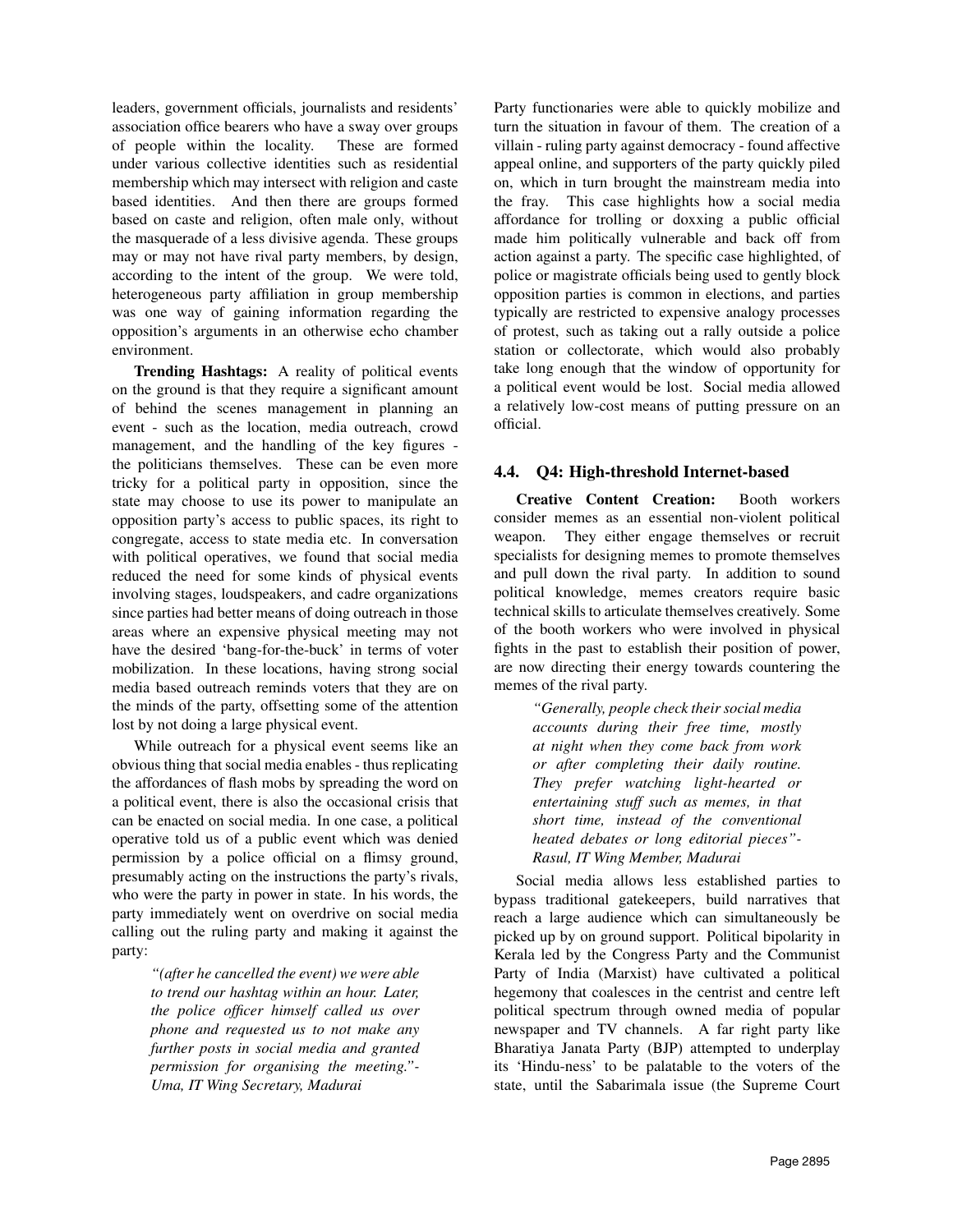leaders, government officials, journalists and residents' association office bearers who have a sway over groups of people within the locality. These are formed under various collective identities such as residential membership which may intersect with religion and caste based identities. And then there are groups formed based on caste and religion, often male only, without the masquerade of a less divisive agenda. These groups may or may not have rival party members, by design, according to the intent of the group. We were told, heterogeneous party affiliation in group membership was one way of gaining information regarding the opposition's arguments in an otherwise echo chamber environment.

**Trending Hashtags:** A reality of political events on the ground is that they require a significant amount of behind the scenes management in planning an event - such as the location, media outreach, crowd management, and the handling of the key figures - the politicians themselves. These can be even more tricky for a political party in opposition, since the state may choose to use its power to manipulate an opposition party's access to public spaces, its right to congregate, access to state media etc. In conversation with political operatives, we found that social media reduced the need for some kinds of physical events involving stages, loudspeakers, and cadre organizations since parties had better means of doing outreach in those areas where an expensive physical meeting may not have the desired 'bang-for-the-buck' in terms of voter mobilization. In these locations, having strong social media based outreach reminds voters that they are on the minds of the party, offsetting some of the attention lost by not doing a large physical event.

While outreach for a physical event seems like an obvious thing that social media enables - thus replicating the affordances of flash mobs by spreading the word on a political event, there is also the occasional crisis that can be enacted on social media. In one case, a political operative told us of a public event which was denied permission by a police official on a flimsy ground, presumably acting on the instructions the party's rivals, who were the party in power in state. In his words, the party immediately went on overdrive on social media calling out the ruling party and making it against the party:

> *"(after he cancelled the event) we were able to trend our hashtag within an hour. Later, the police officer himself called us over phone and requested us to not make any further posts in social media and granted permission for organising the meeting."- Uma, IT Wing Secretary, Madurai*

Party functionaries were able to quickly mobilize and turn the situation in favour of them. The creation of a villain - ruling party against democracy - found affective appeal online, and supporters of the party quickly piled on, which in turn brought the mainstream media into the fray. This case highlights how a social media affordance for trolling or doxxing a public official made him politically vulnerable and back off from action against a party. The specific case highlighted, of police or magistrate officials being used to gently block opposition parties is common in elections, and parties typically are restricted to expensive analogy processes of protest, such as taking out a rally outside a police station or collectorate, which would also probably take long enough that the window of opportunity for a political event would be lost. Social media allowed a relatively low-cost means of putting pressure on an official.

### 4.4. Q4: High-threshold Internet-based

**Creative Content Creation:** Booth workers consider memes as an essential non-violent political weapon. They either engage themselves or recruit specialists for designing memes to promote themselves and pull down the rival party. In addition to sound political knowledge, memes creators require basic technical skills to articulate themselves creatively. Some of the booth workers who were involved in physical fights in the past to establish their position of power, are now directing their energy towards countering the memes of the rival party.

> *"Generally, people check their social media accounts during their free time, mostly at night when they come back from work or after completing their daily routine. They prefer watching light-hearted or entertaining stuff such as memes, in that short time, instead of the conventional heated debates or long editorial pieces"- Rasul, IT Wing Member, Madurai*

Social media allows less established parties to bypass traditional gatekeepers, build narratives that reach a large audience which can simultaneously be picked up by on ground support. Political bipolarity in Kerala led by the Congress Party and the Communist Party of India (Marxist) have cultivated a political hegemony that coalesces in the centrist and centre left political spectrum through owned media of popular newspaper and TV channels. A far right party like Bharatiya Janata Party (BJP) attempted to underplay its 'Hindu-ness' to be palatable to the voters of the state, until the Sabarimala issue (the Supreme Court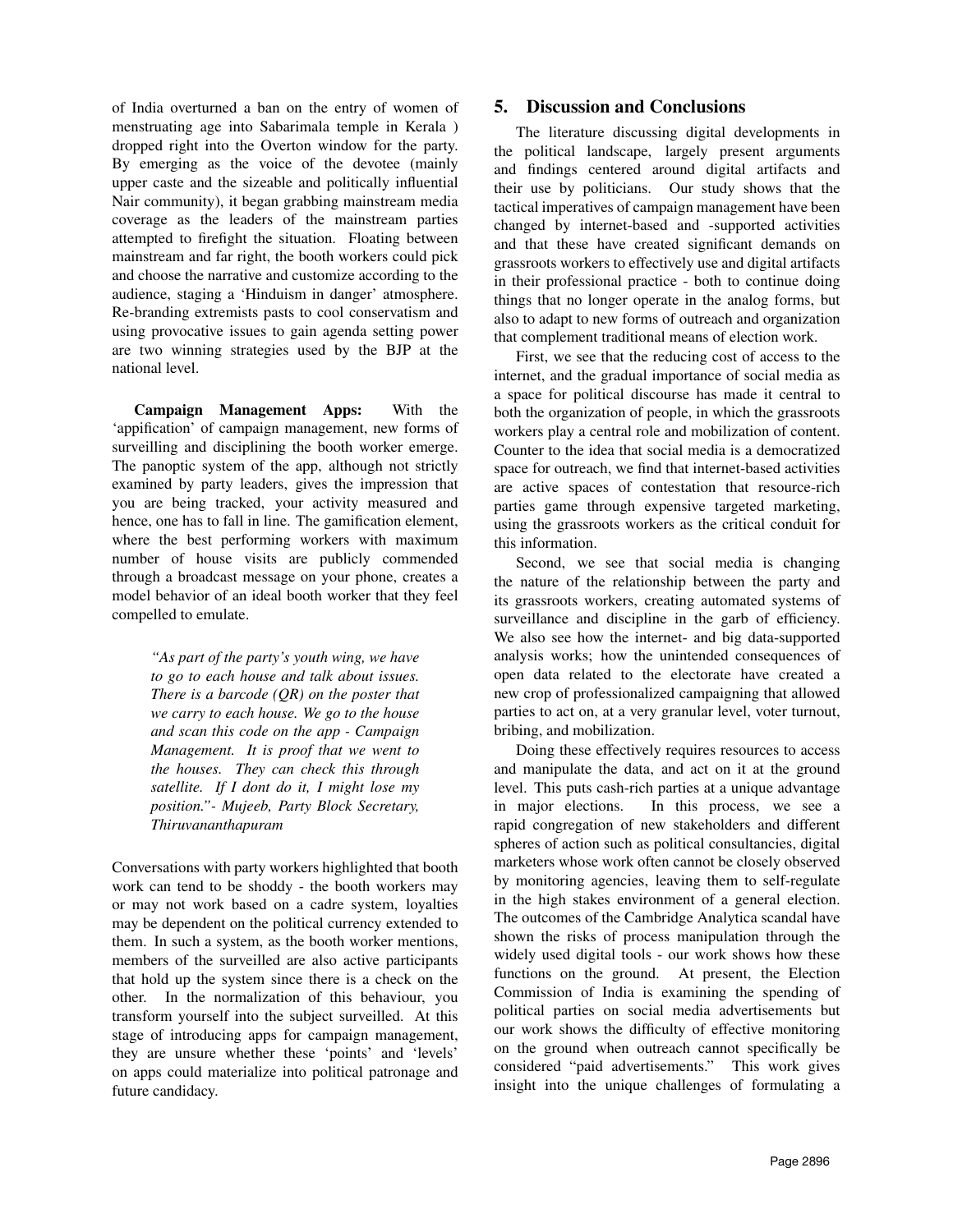of India overturned a ban on the entry of women of menstruating age into Sabarimala temple in Kerala ) dropped right into the Overton window for the party. By emerging as the voice of the devotee (mainly upper caste and the sizeable and politically influential Nair community), it began grabbing mainstream media coverage as the leaders of the mainstream parties attempted to firefight the situation. Floating between mainstream and far right, the booth workers could pick and choose the narrative and customize according to the audience, staging a 'Hinduism in danger' atmosphere. Re-branding extremists pasts to cool conservatism and using provocative issues to gain agenda setting power are two winning strategies used by the BJP at the national level.

**Campaign Management Apps:** With the 'appification' of campaign management, new forms of surveilling and disciplining the booth worker emerge. The panoptic system of the app, although not strictly examined by party leaders, gives the impression that you are being tracked, your activity measured and hence, one has to fall in line. The gamification element, where the best performing workers with maximum number of house visits are publicly commended through a broadcast message on your phone, creates a model behavior of an ideal booth worker that they feel compelled to emulate.

> *"As part of the party's youth wing, we have to go to each house and talk about issues. There is a barcode (QR) on the poster that we carry to each house. We go to the house and scan this code on the app - Campaign Management. It is proof that we went to the houses. They can check this through satellite. If I dont do it, I might lose my position."- Mujeeb, Party Block Secretary, Thiruvananthapuram*

Conversations with party workers highlighted that booth work can tend to be shoddy - the booth workers may or may not work based on a cadre system, loyalties may be dependent on the political currency extended to them. In such a system, as the booth worker mentions, members of the surveilled are also active participants that hold up the system since there is a check on the other. In the normalization of this behaviour, you transform yourself into the subject surveilled. At this stage of introducing apps for campaign management, they are unsure whether these 'points' and 'levels' on apps could materialize into political patronage and future candidacy.

## 5. Discussion and Conclusions

The literature discussing digital developments in the political landscape, largely present arguments and findings centered around digital artifacts and their use by politicians. Our study shows that the tactical imperatives of campaign management have been changed by internet-based and -supported activities and that these have created significant demands on grassroots workers to effectively use and digital artifacts in their professional practice - both to continue doing things that no longer operate in the analog forms, but also to adapt to new forms of outreach and organization that complement traditional means of election work.

First, we see that the reducing cost of access to the internet, and the gradual importance of social media as a space for political discourse has made it central to both the organization of people, in which the grassroots workers play a central role and mobilization of content. Counter to the idea that social media is a democratized space for outreach, we find that internet-based activities are active spaces of contestation that resource-rich parties game through expensive targeted marketing, using the grassroots workers as the critical conduit for this information.

Second, we see that social media is changing the nature of the relationship between the party and its grassroots workers, creating automated systems of surveillance and discipline in the garb of efficiency. We also see how the internet- and big data-supported analysis works; how the unintended consequences of open data related to the electorate have created a new crop of professionalized campaigning that allowed parties to act on, at a very granular level, voter turnout, bribing, and mobilization.

Doing these effectively requires resources to access and manipulate the data, and act on it at the ground level. This puts cash-rich parties at a unique advantage in major elections. In this process, we see a rapid congregation of new stakeholders and different spheres of action such as political consultancies, digital marketers whose work often cannot be closely observed by monitoring agencies, leaving them to self-regulate in the high stakes environment of a general election. The outcomes of the Cambridge Analytica scandal have shown the risks of process manipulation through the widely used digital tools - our work shows how these functions on the ground. At present, the Election Commission of India is examining the spending of political parties on social media advertisements but our work shows the difficulty of effective monitoring on the ground when outreach cannot specifically be considered "paid advertisements." This work gives insight into the unique challenges of formulating a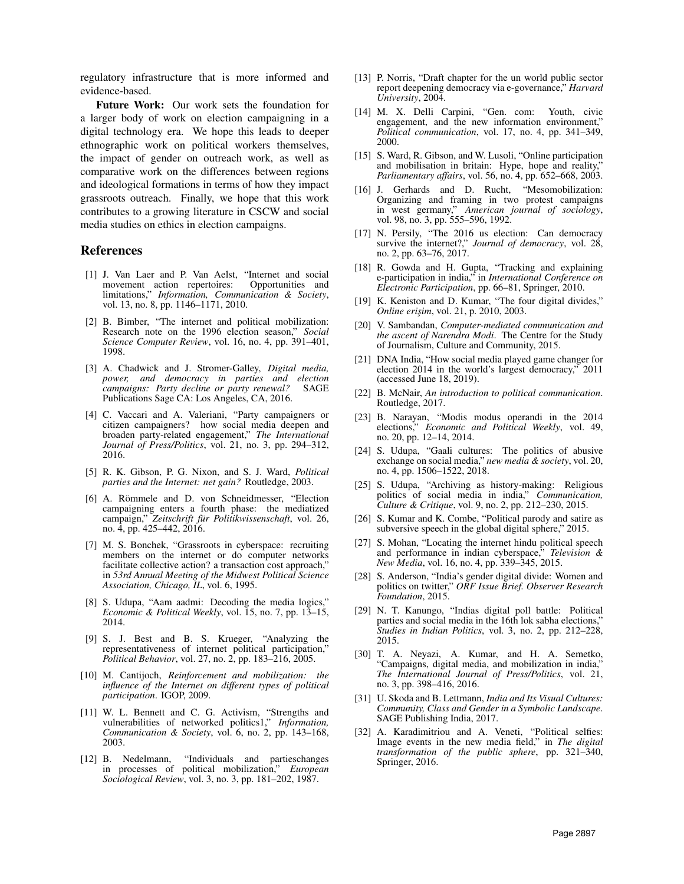regulatory infrastructure that is more informed and evidence-based.

**Future Work:** Our work sets the foundation for a larger body of work on election campaigning in a digital technology era. We hope this leads to deeper ethnographic work on political workers themselves, the impact of gender on outreach work, as well as comparative work on the differences between regions and ideological formations in terms of how they impact grassroots outreach. Finally, we hope that this work contributes to a growing literature in CSCW and social media studies on ethics in election campaigns.

## References

[1] J. Van Laer and P. Van Aelst, "Internet and social movement action repertoires: Opportunities and limitations," *Information, Communication & Society*, vol. 13, no. 8, pp. 1146–1171, 2010.

[2] B. Bimber, "The internet and political mobilization: Research note on the 1996 election season," *Social Science Computer Review*, vol. 16, no. 4, pp. 391–401, 1998.

[3] A. Chadwick and J. Stromer-Galley, *Digital media, power, and democracy in parties and election campaigns: Party decline or party renewal?* SAGE Publications Sage CA: Los Angeles, CA, 2016.

[4] C. Vaccari and A. Valeriani, "Party campaigners or citizen campaigners? how social media deepen and broaden party-related engagement," *The International Journal of Press/Politics*, vol. 21, no. 3, pp. 294–312, 2016.

[5] R. K. Gibson, P. G. Nixon, and S. J. Ward, *Political parties and the Internet: net gain?* Routledge, 2003.

[6] A. Römmele and D. von Schneidmesser, "Election campaigning enters a fourth phase: the mediatized campaign," *Zeitschrift für Politikwissenschaft*, vol. 26, no. 4, pp. 425–442, 2016.

[7] M. S. Bonchek, "Grassroots in cyberspace: recruiting members on the internet or do computer networks facilitate collective action? a transaction cost approach," in *53rd Annual Meeting of the Midwest Political Science Association, Chicago, IL*, vol. 6, 1995.

[8] S. Udupa, "Aam aadmi: Decoding the media logics," *Economic & Political Weekly*, vol. 15, no. 7, pp. 13–15, 2014.

[9] S. J. Best and B. S. Krueger, "Analyzing the representativeness of internet political participation," *Political Behavior*, vol. 27, no. 2, pp. 183–216, 2005.

[10] M. Cantijoch, *Reinforcement and mobilization: the influence of the Internet on different types of political participation*. IGOP, 2009.

[11] W. L. Bennett and C. G. Activism, "Strengths and vulnerabilities of networked politics1," *Information, Communication & Society*, vol. 6, no. 2, pp. 143–168, 2003.

[12] B. Nedelmann, "Individuals and partieschanges in processes of political mobilization," *European Sociological Review*, vol. 3, no. 3, pp. 181–202, 1987.

[13] P. Norris, "Draft chapter for the un world public sector report deepening democracy via e-governance," *Harvard University*, 2004.

[14] M. X. Delli Carpini, "Gen. com: Youth, civic engagement, and the new information environment," *Political communication*, vol. 17, no. 4, pp. 341–349, 2000.

[15] S. Ward, R. Gibson, and W. Lusoli, "Online participation and mobilisation in britain: Hype, hope and reality," *Parliamentary affairs*, vol. 56, no. 4, pp. 652–668, 2003.

[16] J. Gerhards and D. Rucht, "Mesomobilization: Organizing and framing in two protest campaigns in west germany," *American journal of sociology*, vol. 98, no. 3, pp. 555–596, 1992.

[17] N. Persily, "The 2016 us election: Can democracy survive the internet?," *Journal of democracy*, vol. 28, no. 2, pp. 63–76, 2017.

[18] R. Gowda and H. Gupta, "Tracking and explaining e-participation in india," in *International Conference on Electronic Participation*, pp. 66–81, Springer, 2010.

[19] K. Keniston and D. Kumar, "The four digital divides," *Online erişim*, vol. 21, p. 2010, 2003.

[20] V. Sambandan, *Computer-mediated communication and the ascent of Narendra Modi*. The Centre for the Study of Journalism, Culture and Community, 2015.

[21] DNA India, "How social media played game changer for election 2014 in the world's largest democracy," 2011 (accessed June 18, 2019).

[22] B. McNair, *An introduction to political communication*. Routledge, 2017.

[23] B. Narayan, "Modis modus operandi in the 2014 elections," *Economic and Political Weekly*, vol. 49, no. 20, pp. 12–14, 2014.

[24] S. Udupa, "Gaali cultures: The politics of abusive exchange on social media," *new media & society*, vol. 20, no. 4, pp. 1506–1522, 2018.

[25] S. Udupa, "Archiving as history-making: Religious politics of social media in india," *Communication, Culture & Critique*, vol. 9, no. 2, pp. 212–230, 2015.

[26] S. Kumar and K. Combe, "Political parody and satire as subversive speech in the global digital sphere," 2015.

[27] S. Mohan, "Locating the internet hindu political speech and performance in indian cyberspace," *Television & New Media*, vol. 16, no. 4, pp. 339–345, 2015.

[28] S. Anderson, "India's gender digital divide: Women and politics on twitter," *ORF Issue Brief. Observer Research Foundation*, 2015.

[29] N. T. Kanungo, "Indias digital poll battle: Political parties and social media in the 16th lok sabha elections," *Studies in Indian Politics*, vol. 3, no. 2, pp. 212–228, 2015.

[30] T. A. Neyazi, A. Kumar, and H. A. Semetko, "Campaigns, digital media, and mobilization in india," *The International Journal of Press/Politics*, vol. 21, no. 3, pp. 398–416, 2016.

[31] U. Skoda and B. Lettmann, *India and Its Visual Cultures: Community, Class and Gender in a Symbolic Landscape*. SAGE Publishing India, 2017.

[32] A. Karadimitriou and A. Veneti, "Political selfies: Image events in the new media field," in *The digital transformation of the public sphere*, pp. 321–340, Springer, 2016.